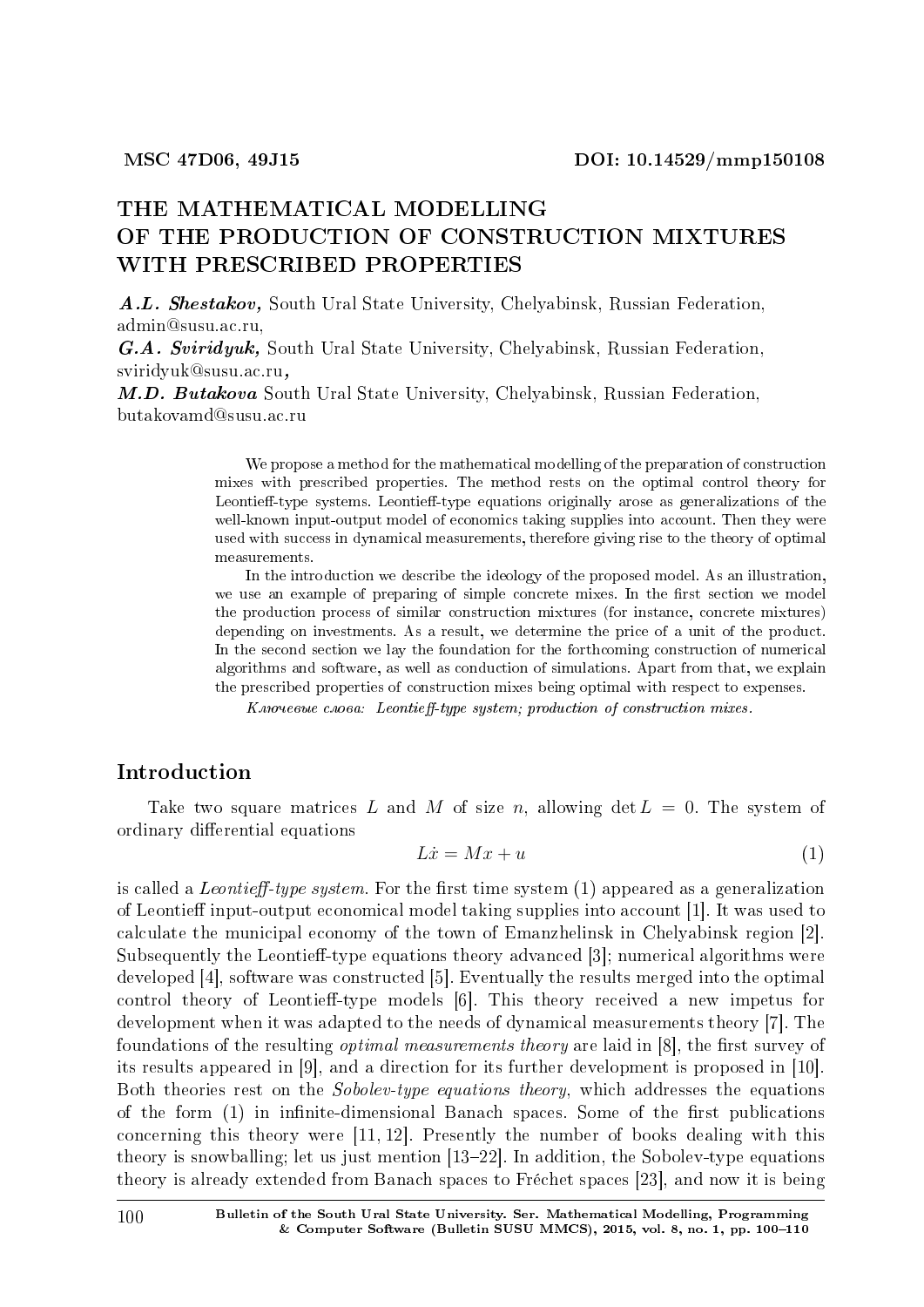MSC 47D06, 49J15 DOI: 10.14529/mmp150108

# THE MATHEMATICAL MODELLING OF THE PRODUCTION OF CONSTRUCTION MIXTURES WITH PRESCRIBED PROPERTIES

***A.L. Shestakov,*** South Ural State University, Chelyabinsk, Russian Federation, admin@susu.ac.ru,

***G.A. Sviridyuk,*** South Ural State University, Chelyabinsk, Russian Federation, sviridyuk@susu.ac.ru**,**

***M.D. Butakova*** South Ural State University, Chelyabinsk, Russian Federation, butakovamd@susu.ac.ru

We propose a method for the mathematical modelling of the preparation of construction mixes with prescribed properties. The method rests on the optimal control theory for Leontieff-type systems. Leontieff-type equations originally arose as generalizations of the well-known input-output model of economics taking supplies into account. Then they were used with success in dynamical measurements, therefore giving rise to the theory of optimal measurements.

In the introduction we describe the ideology of the proposed model. As an illustration, we use an example of preparing of simple concrete mixes. In the first section we model the production process of similar construction mixtures (for instance, concrete mixtures) depending on investments. As a result, we determine the price of a unit of the product. In the second section we lay the foundation for the forthcoming construction of numerical algorithms and software, as well as conduction of simulations. Apart from that, we explain the prescribed properties of construction mixes being optimal with respect to expenses.

*Ключевые слова: Leontieff-type system; production of construction mixes.*

## Introduction

Take two square matrices $L$ and $M$ of size $n$, allowing $\det L = 0$. The system of ordinary differential equations

$$L\dot{x} = Mx + u \tag{1}$$

is called a *Leontieff-type system*. For the first time system (1) appeared as a generalization of Leontieff input-output economical model taking supplies into account [1]. It was used to calculate the municipal economy of the town of Emanzhelinsk in Chelyabinsk region [2]. Subsequently the Leontieff-type equations theory advanced [3]; numerical algorithms were developed [4], software was constructed [5]. Eventually the results merged into the optimal control theory of Leontieff-type models [6]. This theory received a new impetus for development when it was adapted to the needs of dynamical measurements theory [7]. The foundations of the resulting *optimal measurements theory* are laid in [8], the first survey of its results appeared in [9], and a direction for its further development is proposed in [10]. Both theories rest on the *Sobolev-type equations theory*, which addresses the equations of the form (1) in infinite-dimensional Banach spaces. Some of the first publications concerning this theory were [11, 12]. Presently the number of books dealing with this theory is snowballing; let us just mention [13–22]. In addition, the Sobolev-type equations theory is already extended from Banach spaces to Fréchet spaces [23], and now it is being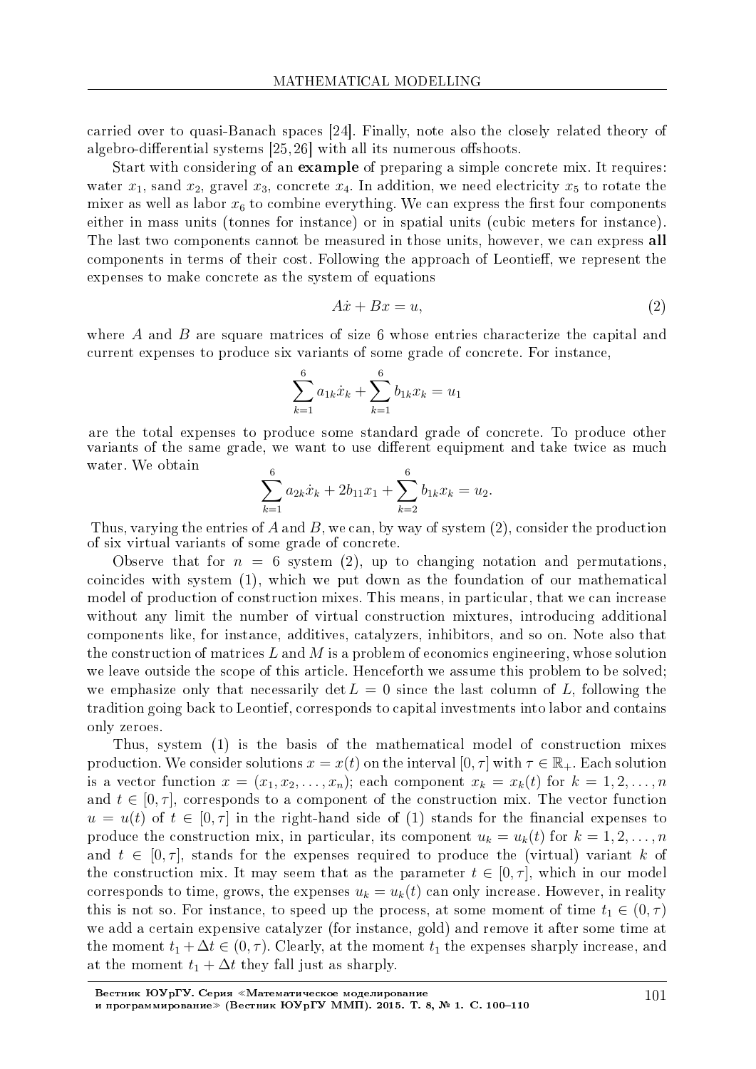carried over to quasi-Banach spaces [24]. Finally, note also the closely related theory of algebro-differential systems [25, 26] with all its numerous offshoots.

Start with considering of an **example** of preparing a simple concrete mix. It requires: water $x_1$, sand $x_2$, gravel $x_3$, concrete $x_4$. In addition, we need electricity $x_5$ to rotate the mixer as well as labor $x_6$ to combine everything. We can express the first four components either in mass units (tonnes for instance) or in spatial units (cubic meters for instance). The last two components cannot be measured in those units, however, we can express **all** components in terms of their cost. Following the approach of Leontieff, we represent the expenses to make concrete as the system of equations

$$A\dot{x} + Bx = u, \tag{2}$$

where $A$ and $B$ are square matrices of size 6 whose entries characterize the capital and current expenses to produce six variants of some grade of concrete. For instance,

$$\sum_{k=1}^{6} a_{1k}\dot{x}_k + \sum_{k=1}^{6} b_{1k}x_k = u_1$$

are the total expenses to produce some standard grade of concrete. To produce other variants of the same grade, we want to use different equipment and take twice as much water. We obtain

$$\sum_{k=1}^{6} a_{2k}\dot{x}_k + 2b_{11}x_1 + \sum_{k=2}^{6} b_{1k}x_k = u_2.$$

Thus, varying the entries of $A$ and $B$, we can, by way of system (2), consider the production of six virtual variants of some grade of concrete.

Observe that for $n = 6$ system (2), up to changing notation and permutations, coincides with system (1), which we put down as the foundation of our mathematical model of production of construction mixes. This means, in particular, that we can increase without any limit the number of virtual construction mixtures, introducing additional components like, for instance, additives, catalyzers, inhibitors, and so on. Note also that the construction of matrices $L$ and $M$ is a problem of economics engineering, whose solution we leave outside the scope of this article. Henceforth we assume this problem to be solved; we emphasize only that necessarily $\det L = 0$ since the last column of $L$, following the tradition going back to Leontief, corresponds to capital investments into labor and contains only zeroes.

Thus, system (1) is the basis of the mathematical model of construction mixes production. We consider solutions $x = x(t)$ on the interval $[0, \tau]$ with $\tau \in \mathbb{R}_+$. Each solution is a vector function $x = (x_1, x_2, \ldots, x_n)$; each component $x_k = x_k(t)$ for $k = 1, 2, \ldots, n$ and $t \in [0, \tau]$, corresponds to a component of the construction mix. The vector function $u = u(t)$ of $t \in [0, \tau]$ in the right-hand side of (1) stands for the financial expenses to produce the construction mix, in particular, its component $u_k = u_k(t)$ for $k = 1, 2, \ldots, n$ and $t \in [0, \tau]$, stands for the expenses required to produce the (virtual) variant $k$ of the construction mix. It may seem that as the parameter $t \in [0, \tau]$, which in our model corresponds to time, grows, the expenses $u_k = u_k(t)$ can only increase. However, in reality this is not so. For instance, to speed up the process, at some moment of time $t_1 \in (0, \tau)$ we add a certain expensive catalyzer (for instance, gold) and remove it after some time at the moment $t_1 + \Delta t \in (0, \tau)$. Clearly, at the moment $t_1$ the expenses sharply increase, and at the moment $t_1 + \Delta t$ they fall just as sharply.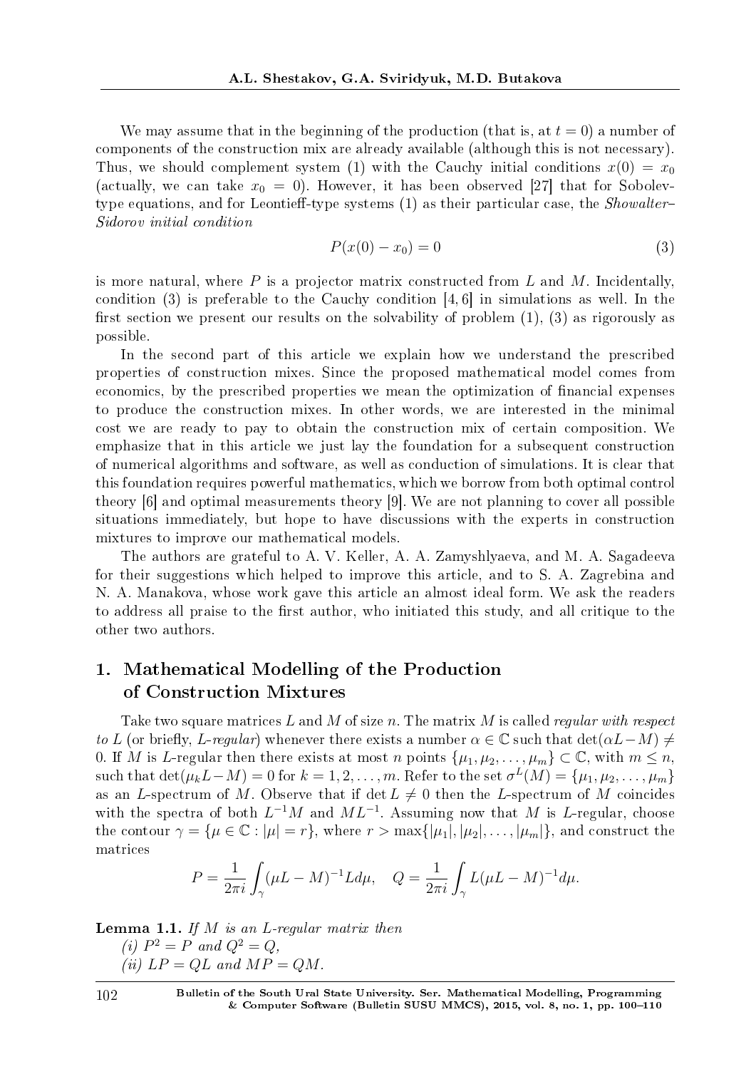We may assume that in the beginning of the production (that is, at $t = 0$) a number of components of the construction mix are already available (although this is not necessary). Thus, we should complement system (1) with the Cauchy initial conditions $x(0) = x_0$ (actually, we can take $x_0 = 0$). However, it has been observed [27] that for Sobolev-type equations, and for Leontieff-type systems (1) as their particular case, the *Showalter–Sidorov initial condition*

$$P(x(0) - x_0) = 0 \tag{3}$$

is more natural, where $P$ is a projector matrix constructed from $L$ and $M$. Incidentally, condition (3) is preferable to the Cauchy condition [4, 6] in simulations as well. In the first section we present our results on the solvability of problem (1), (3) as rigorously as possible.

In the second part of this article we explain how we understand the prescribed properties of construction mixes. Since the proposed mathematical model comes from economics, by the prescribed properties we mean the optimization of financial expenses to produce the construction mixes. In other words, we are interested in the minimal cost we are ready to pay to obtain the construction mix of certain composition. We emphasize that in this article we just lay the foundation for a subsequent construction of numerical algorithms and software, as well as conduction of simulations. It is clear that this foundation requires powerful mathematics, which we borrow from both optimal control theory [6] and optimal measurements theory [9]. We are not planning to cover all possible situations immediately, but hope to have discussions with the experts in construction mixtures to improve our mathematical models.

The authors are grateful to A. V. Keller, A. A. Zamyshlyaeva, and M. A. Sagadeeva for their suggestions which helped to improve this article, and to S. A. Zagrebina and N. A. Manakova, whose work gave this article an almost ideal form. We ask the readers to address all praise to the first author, who initiated this study, and all critique to the other two authors.

## 1. Mathematical Modelling of the Production of Construction Mixtures

Take two square matrices $L$ and $M$ of size $n$. The matrix $M$ is called *regular with respect to* $L$ (or briefly, $L$*-regular*) whenever there exists a number $\alpha \in \mathbb{C}$ such that $\det(\alpha L - M) \neq 0$. If $M$ is $L$-regular then there exists at most $n$ points $\{\mu_1, \mu_2, \ldots, \mu_m\} \subset \mathbb{C}$, with $m \leq n$, such that $\det(\mu_k L - M) = 0$ for $k = 1, 2, \ldots, m$. Refer to the set $\sigma^L(M) = \{\mu_1, \mu_2, \ldots, \mu_m\}$ as an $L$-spectrum of $M$. Observe that if $\det L \neq 0$ then the $L$-spectrum of $M$ coincides with the spectra of both $L^{-1}M$ and $ML^{-1}$. Assuming now that $M$ is $L$-regular, choose the contour $\gamma = \{\mu \in \mathbb{C} : |\mu| = r\}$, where $r > \max\{|\mu_1|, |\mu_2|, \ldots, |\mu_m|\}$, and construct the matrices

$$P = \frac{1}{2\pi i}\int_\gamma (\mu L - M)^{-1} L d\mu, \quad Q = \frac{1}{2\pi i}\int_\gamma L(\mu L - M)^{-1} d\mu.$$

**Lemma 1.1.** *If $M$ is an $L$-regular matrix then*

*(i) $P^2 = P$ and $Q^2 = Q$,*

*(ii) $LP = QL$ and $MP = QM$.*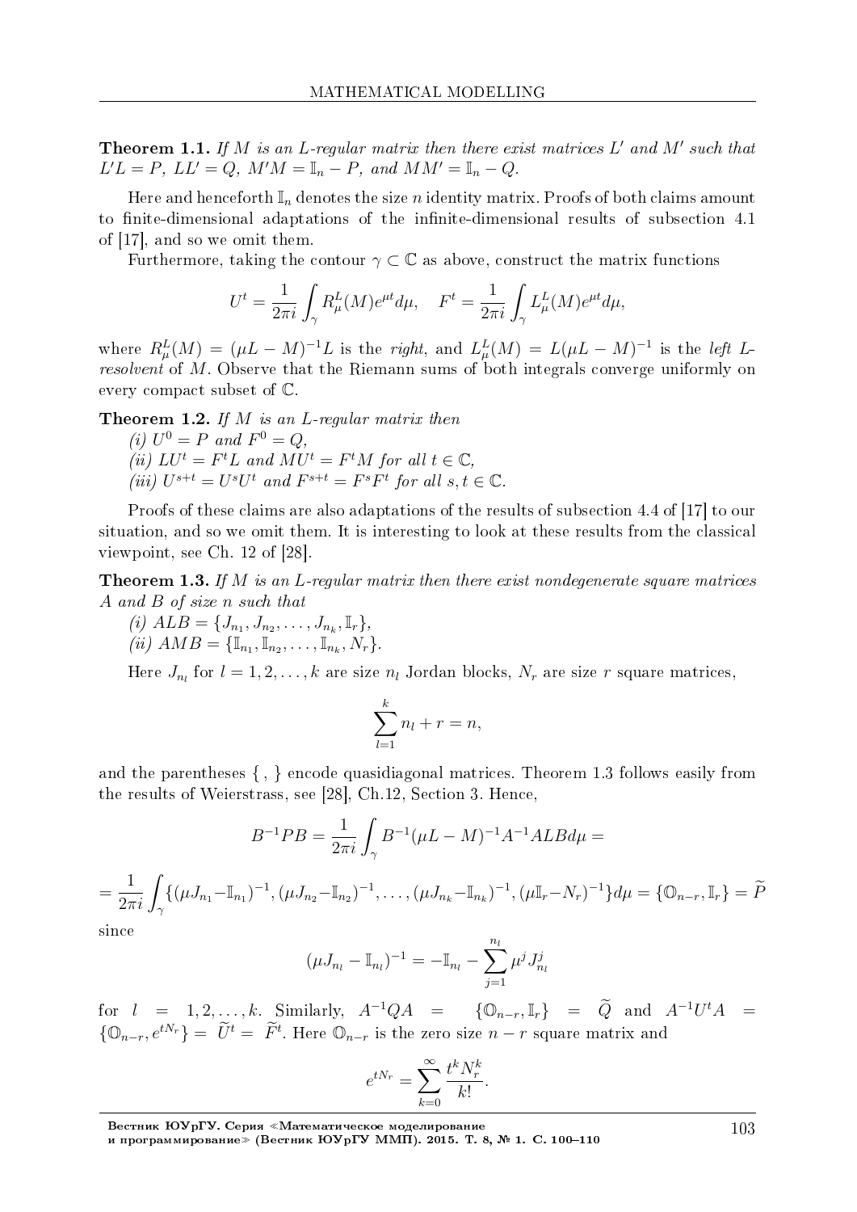**Theorem 1.1.** *If $M$ is an $L$-regular matrix then there exist matrices $L'$ and $M'$ such that $L'L = P$, $LL' = Q$, $M'M = \mathbb{I}_n - P$, and $MM' = \mathbb{I}_n - Q$.*

Here and henceforth $\mathbb{I}_n$ denotes the size $n$ identity matrix. Proofs of both claims amount to finite-dimensional adaptations of the infinite-dimensional results of subsection 4.1 of [17], and so we omit them.

Furthermore, taking the contour $\gamma \subset \mathbb{C}$ as above, construct the matrix functions

$$U^t = \frac{1}{2\pi i}\int_\gamma R^L_\mu(M)e^{\mu t}d\mu, \quad F^t = \frac{1}{2\pi i}\int_\gamma L^L_\mu(M)e^{\mu t}d\mu,$$

where $R^L_\mu(M) = (\mu L - M)^{-1}L$ is the *right*, and $L^L_\mu(M) = L(\mu L - M)^{-1}$ is the *left $L$-resolvent* of $M$. Observe that the Riemann sums of both integrals converge uniformly on every compact subset of $\mathbb{C}$.

**Theorem 1.2.** *If $M$ is an $L$-regular matrix then*
*(i) $U^0 = P$ and $F^0 = Q$,*
*(ii) $LU^t = F^tL$ and $MU^t = F^tM$ for all $t \in \mathbb{C}$,*
*(iii) $U^{s+t} = U^sU^t$ and $F^{s+t} = F^sF^t$ for all $s, t \in \mathbb{C}$.*

Proofs of these claims are also adaptations of the results of subsection 4.4 of [17] to our situation, and so we omit them. It is interesting to look at these results from the classical viewpoint, see Ch. 12 of [28].

**Theorem 1.3.** *If $M$ is an $L$-regular matrix then there exist nondegenerate square matrices $A$ and $B$ of size $n$ such that*
*(i) $ALB = \{J_{n_1}, J_{n_2}, \ldots, J_{n_k}, \mathbb{I}_r\}$,*
*(ii) $AMB = \{\mathbb{I}_{n_1}, \mathbb{I}_{n_2}, \ldots, \mathbb{I}_{n_k}, N_r\}$.*

Here $J_{n_l}$ for $l = 1, 2, \ldots, k$ are size $n_l$ Jordan blocks, $N_r$ are size $r$ square matrices,

$$\sum_{l=1}^{k} n_l + r = n,$$

and the parentheses $\{\,,\,\}$ encode quasidiagonal matrices. Theorem 1.3 follows easily from the results of Weierstrass, see [28], Ch.12, Section 3. Hence,

$$B^{-1}PB = \frac{1}{2\pi i}\int_\gamma B^{-1}(\mu L - M)^{-1}A^{-1}ALBd\mu =$$

$$= \frac{1}{2\pi i}\int_\gamma \{(\mu J_{n_1} - \mathbb{I}_{n_1})^{-1}, (\mu J_{n_2} - \mathbb{I}_{n_2})^{-1}, \ldots, (\mu J_{n_k} - \mathbb{I}_{n_k})^{-1}, (\mu \mathbb{I}_r - N_r)^{-1}\}d\mu = \{\mathbb{O}_{n-r}, \mathbb{I}_r\} = \widetilde{P}$$

since

$$(\mu J_{n_l} - \mathbb{I}_{n_l})^{-1} = -\mathbb{I}_{n_l} - \sum_{j=1}^{n_l} \mu^j J^j_{n_l}$$

for $l = 1, 2, \ldots, k$. Similarly, $A^{-1}QA = \{\mathbb{O}_{n-r}, \mathbb{I}_r\} = \widetilde{Q}$ and $A^{-1}U^tA = \{\mathbb{O}_{n-r}, e^{tN_r}\} = \widetilde{U}^t = \widetilde{F}^t$. Here $\mathbb{O}_{n-r}$ is the zero size $n-r$ square matrix and

$$e^{tN_r} = \sum_{k=0}^{\infty} \frac{t^k N^k_r}{k!}.$$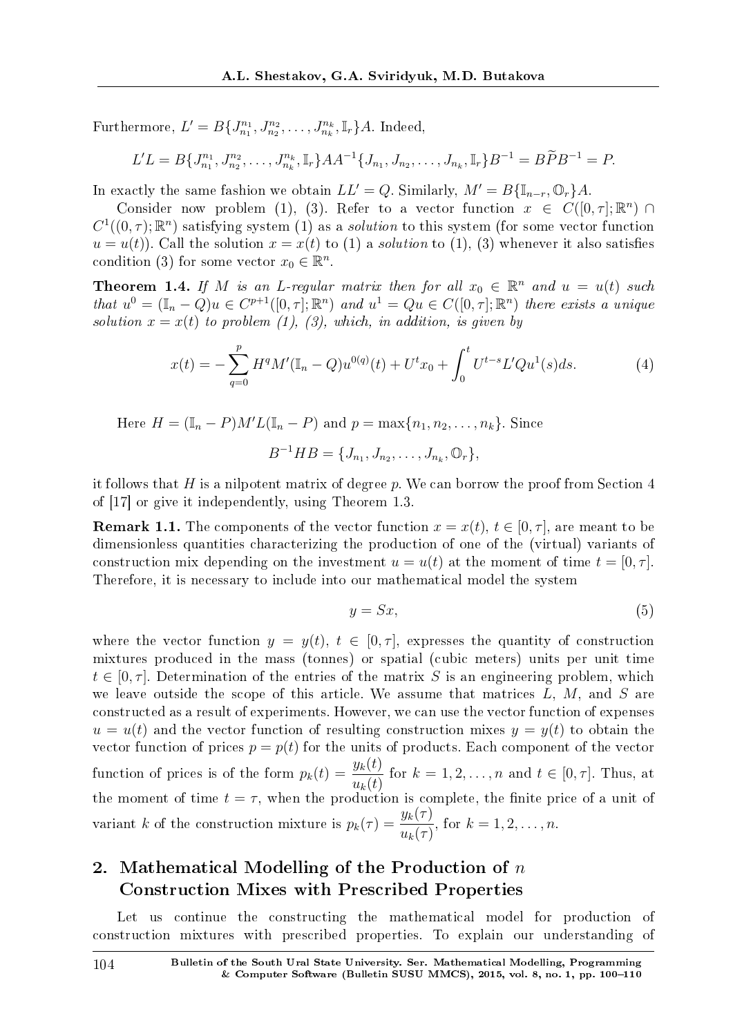Furthermore, $L' = B\{J_{n_1}^{n_1}, J_{n_2}^{n_2}, \ldots, J_{n_k}^{n_k}, \mathbb{I}_r\}A$. Indeed,

$$L'L = B\{J_{n_1}^{n_1}, J_{n_2}^{n_2}, \ldots, J_{n_k}^{n_k}, \mathbb{I}_r\}AA^{-1}\{J_{n_1}, J_{n_2}, \ldots, J_{n_k}, \mathbb{I}_r\}B^{-1} = B\widetilde{P}B^{-1} = P.$$

In exactly the same fashion we obtain $LL' = Q$. Similarly, $M' = B\{\mathbb{I}_{n-r}, \mathbb{O}_r\}A$.

Consider now problem (1), (3). Refer to a vector function $x \in C([0,\tau];\mathbb{R}^n) \cap C^1((0,\tau);\mathbb{R}^n)$ satisfying system (1) as a *solution* to this system (for some vector function $u = u(t)$). Call the solution $x = x(t)$ to (1) a *solution* to (1), (3) whenever it also satisfies condition (3) for some vector $x_0 \in \mathbb{R}^n$.

**Theorem 1.4.** *If $M$ is an $L$-regular matrix then for all $x_0 \in \mathbb{R}^n$ and $u = u(t)$ such that $u^0 = (\mathbb{I}_n - Q)u \in C^{p+1}([0,\tau];\mathbb{R}^n)$ and $u^1 = Qu \in C([0,\tau];\mathbb{R}^n)$ there exists a unique solution $x = x(t)$ to problem (1), (3), which, in addition, is given by*

$$x(t) = -\sum_{q=0}^{p} H^q M'(\mathbb{I}_n - Q)u^{0(q)}(t) + U^t x_0 + \int_0^t U^{t-s} L' Q u^1(s) ds. \tag{4}$$

Here $H = (\mathbb{I}_n - P)M'L(\mathbb{I}_n - P)$ and $p = \max\{n_1, n_2, \ldots, n_k\}$. Since

$$B^{-1}HB = \{J_{n_1}, J_{n_2}, \ldots, J_{n_k}, \mathbb{O}_r\},$$

it follows that $H$ is a nilpotent matrix of degree $p$. We can borrow the proof from Section 4 of [17] or give it independently, using Theorem 1.3.

**Remark 1.1.** The components of the vector function $x = x(t)$, $t \in [0,\tau]$, are meant to be dimensionless quantities characterizing the production of one of the (virtual) variants of construction mix depending on the investment $u = u(t)$ at the moment of time $t = [0,\tau]$. Therefore, it is necessary to include into our mathematical model the system

$$y = Sx, \tag{5}$$

where the vector function $y = y(t)$, $t \in [0,\tau]$, expresses the quantity of construction mixtures produced in the mass (tonnes) or spatial (cubic meters) units per unit time $t \in [0,\tau]$. Determination of the entries of the matrix $S$ is an engineering problem, which we leave outside the scope of this article. We assume that matrices $L$, $M$, and $S$ are constructed as a result of experiments. However, we can use the vector function of expenses $u = u(t)$ and the vector function of resulting construction mixes $y = y(t)$ to obtain the vector function of prices $p = p(t)$ for the units of products. Each component of the vector function of prices is of the form $p_k(t) = \dfrac{y_k(t)}{u_k(t)}$ for $k = 1, 2, \ldots, n$ and $t \in [0,\tau]$. Thus, at the moment of time $t = \tau$, when the production is complete, the finite price of a unit of variant $k$ of the construction mixture is $p_k(\tau) = \dfrac{y_k(\tau)}{u_k(\tau)}$, for $k = 1, 2, \ldots, n$.

## 2. Mathematical Modelling of the Production of $n$ Construction Mixes with Prescribed Properties

Let us continue the constructing the mathematical model for production of construction mixtures with prescribed properties. To explain our understanding of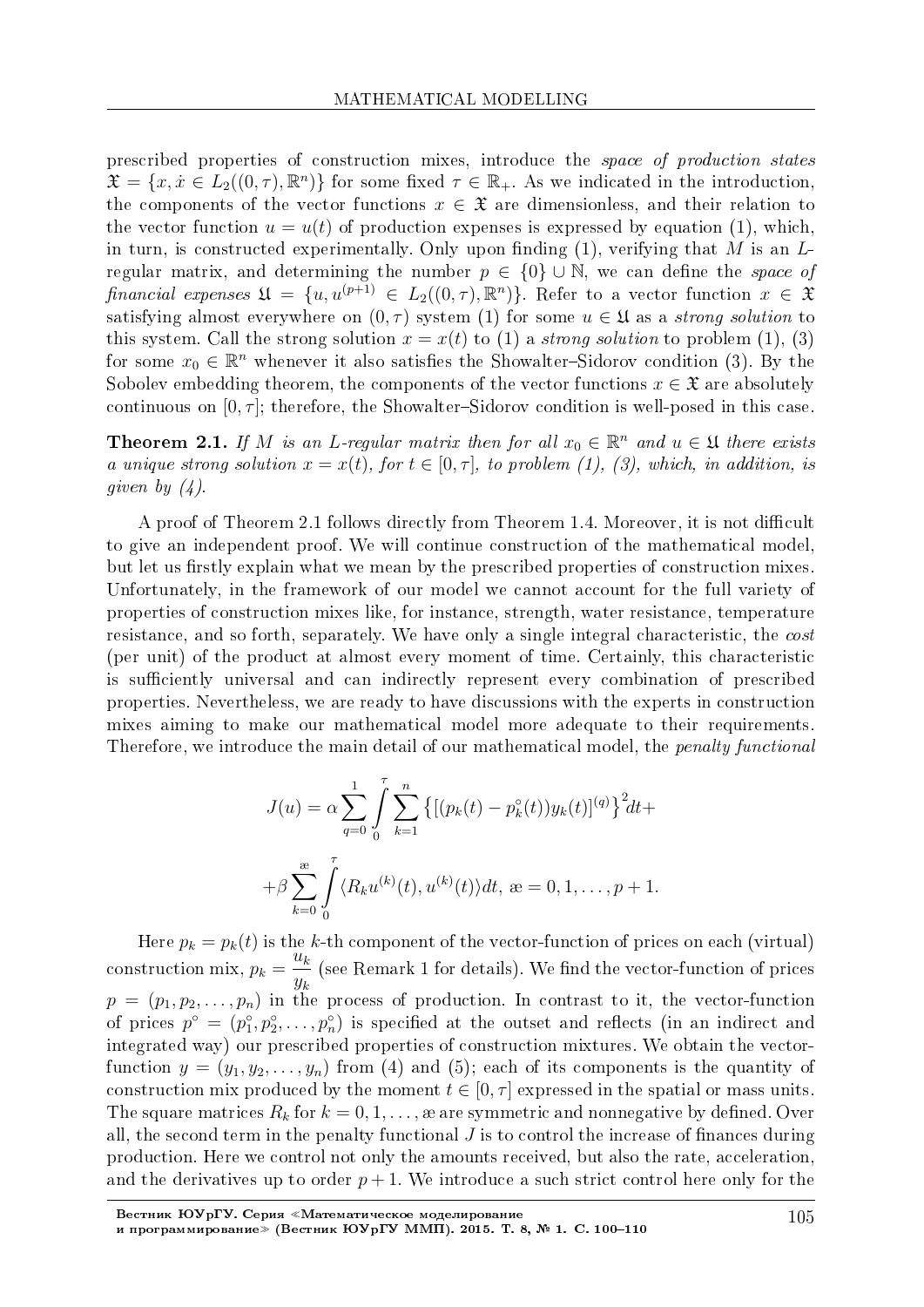prescribed properties of construction mixes, introduce the *space of production states* $\mathfrak{X} = \{x, \dot{x} \in L_2((0,\tau), \mathbb{R}^n)\}$ for some fixed $\tau \in \mathbb{R}_+$. As we indicated in the introduction, the components of the vector functions $x \in \mathfrak{X}$ are dimensionless, and their relation to the vector function $u = u(t)$ of production expenses is expressed by equation (1), which, in turn, is constructed experimentally. Only upon finding (1), verifying that $M$ is an $L$-regular matrix, and determining the number $p \in \{0\} \cup \mathbb{N}$, we can define the *space of financial expenses* $\mathfrak{U} = \{u, u^{(p+1)} \in L_2((0,\tau), \mathbb{R}^n)\}$. Refer to a vector function $x \in \mathfrak{X}$ satisfying almost everywhere on $(0,\tau)$ system (1) for some $u \in \mathfrak{U}$ as a *strong solution* to this system. Call the strong solution $x = x(t)$ to (1) a *strong solution* to problem (1), (3) for some $x_0 \in \mathbb{R}^n$ whenever it also satisfies the Showalter–Sidorov condition (3). By the Sobolev embedding theorem, the components of the vector functions $x \in \mathfrak{X}$ are absolutely continuous on $[0,\tau]$; therefore, the Showalter–Sidorov condition is well-posed in this case.

**Theorem 2.1.** *If $M$ is an $L$-regular matrix then for all $x_0 \in \mathbb{R}^n$ and $u \in \mathfrak{U}$ there exists a unique strong solution $x = x(t)$, for $t \in [0,\tau]$, to problem (1), (3), which, in addition, is given by (4).*

A proof of Theorem 2.1 follows directly from Theorem 1.4. Moreover, it is not difficult to give an independent proof. We will continue construction of the mathematical model, but let us firstly explain what we mean by the prescribed properties of construction mixes. Unfortunately, in the framework of our model we cannot account for the full variety of properties of construction mixes like, for instance, strength, water resistance, temperature resistance, and so forth, separately. We have only a single integral characteristic, the *cost* (per unit) of the product at almost every moment of time. Certainly, this characteristic is sufficiently universal and can indirectly represent every combination of prescribed properties. Nevertheless, we are ready to have discussions with the experts in construction mixes aiming to make our mathematical model more adequate to their requirements. Therefore, we introduce the main detail of our mathematical model, the *penalty functional*

$$J(u) = \alpha \sum_{q=0}^{1} \int_0^\tau \sum_{k=1}^{n} \left\{ [(p_k(t) - p_k^\circ(t)) y_k(t)]^{(q)} \right\}^2 dt +$$

$$+ \beta \sum_{k=0}^{æ} \int_0^\tau \langle R_k u^{(k)}(t), u^{(k)}(t) \rangle dt, \; æ = 0, 1, \ldots, p+1.$$

Here $p_k = p_k(t)$ is the $k$-th component of the vector-function of prices on each (virtual) construction mix, $p_k = \dfrac{u_k}{y_k}$ (see Remark 1 for details). We find the vector-function of prices $p = (p_1, p_2, \ldots, p_n)$ in the process of production. In contrast to it, the vector-function of prices $p^\circ = (p_1^\circ, p_2^\circ, \ldots, p_n^\circ)$ is specified at the outset and reflects (in an indirect and integrated way) our prescribed properties of construction mixtures. We obtain the vector-function $y = (y_1, y_2, \ldots, y_n)$ from (4) and (5); each of its components is the quantity of construction mix produced by the moment $t \in [0,\tau]$ expressed in the spatial or mass units. The square matrices $R_k$ for $k = 0, 1, \ldots, æ$ are symmetric and nonnegative by defined. Over all, the second term in the penalty functional $J$ is to control the increase of finances during production. Here we control not only the amounts received, but also the rate, acceleration, and the derivatives up to order $p+1$. We introduce a such strict control here only for the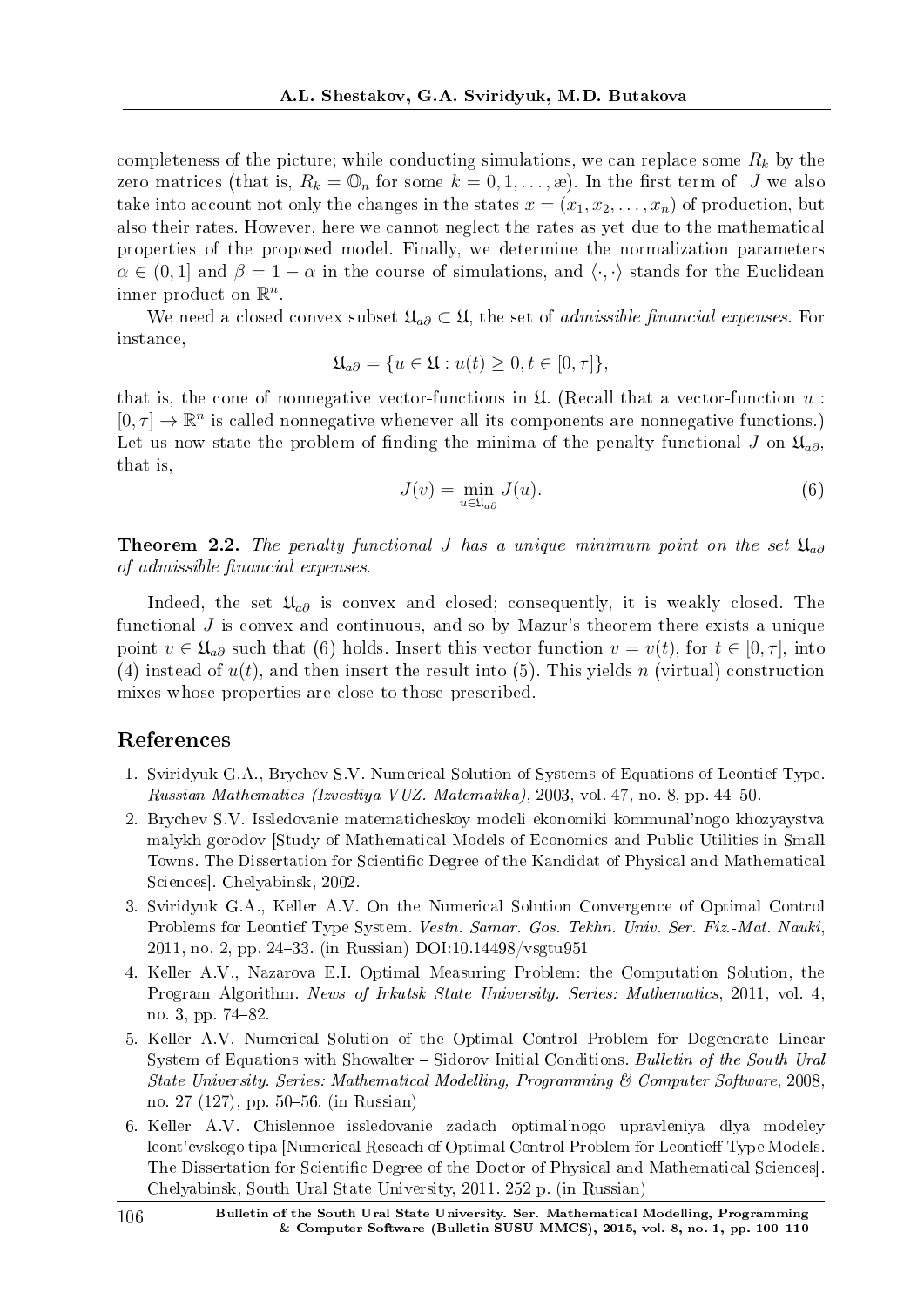completeness of the picture; while conducting simulations, we can replace some $R_k$ by the zero matrices (that is, $R_k = \mathbb{O}_n$ for some $k = 0, 1, \ldots, æ$). In the first term of $J$ we also take into account not only the changes in the states $x = (x_1, x_2, \ldots, x_n)$ of production, but also their rates. However, here we cannot neglect the rates as yet due to the mathematical properties of the proposed model. Finally, we determine the normalization parameters $\alpha \in (0, 1]$ and $\beta = 1 - \alpha$ in the course of simulations, and $\langle \cdot, \cdot \rangle$ stands for the Euclidean inner product on $\mathbb{R}^n$.

We need a closed convex subset $\mathfrak{U}_{a\partial} \subset \mathfrak{U}$, the set of *admissible financial expenses*. For instance,

$$\mathfrak{U}_{a\partial} = \{u \in \mathfrak{U} : u(t) \geq 0, t \in [0, \tau]\},$$

that is, the cone of nonnegative vector-functions in $\mathfrak{U}$. (Recall that a vector-function $u : [0, \tau] \to \mathbb{R}^n$ is called nonnegative whenever all its components are nonnegative functions.) Let us now state the problem of finding the minima of the penalty functional $J$ on $\mathfrak{U}_{a\partial}$, that is,

$$J(v) = \min_{u \in \mathfrak{U}_{a\partial}} J(u). \tag{6}$$

**Theorem 2.2.** *The penalty functional $J$ has a unique minimum point on the set $\mathfrak{U}_{a\partial}$ of admissible financial expenses.*

Indeed, the set $\mathfrak{U}_{a\partial}$ is convex and closed; consequently, it is weakly closed. The functional $J$ is convex and continuous, and so by Mazur's theorem there exists a unique point $v \in \mathfrak{U}_{a\partial}$ such that (6) holds. Insert this vector function $v = v(t)$, for $t \in [0, \tau]$, into (4) instead of $u(t)$, and then insert the result into (5). This yields $n$ (virtual) construction mixes whose properties are close to those prescribed.

## References

1. Sviridyuk G.A., Brychev S.V. Numerical Solution of Systems of Equations of Leontief Type. *Russian Mathematics (Izvestiya VUZ. Matematika)*, 2003, vol. 47, no. 8, pp. 44–50.
2. Brychev S.V. Issledovanie matematicheskoy modeli ekonomiki kommunal'nogo khozyaystva malykh gorodov [Study of Mathematical Models of Economics and Public Utilities in Small Towns. The Dissertation for Scientific Degree of the Kandidat of Physical and Mathematical Sciences]. Chelyabinsk, 2002.
3. Sviridyuk G.A., Keller A.V. On the Numerical Solution Convergence of Optimal Control Problems for Leontief Type System. *Vestn. Samar. Gos. Tekhn. Univ. Ser. Fiz.-Mat. Nauki*, 2011, no. 2, pp. 24–33. (in Russian) DOI:10.14498/vsgtu951
4. Keller A.V., Nazarova E.I. Optimal Measuring Problem: the Computation Solution, the Program Algorithm. *News of Irkutsk State University. Series: Mathematics*, 2011, vol. 4, no. 3, pp. 74–82.
5. Keller A.V. Numerical Solution of the Optimal Control Problem for Degenerate Linear System of Equations with Showalter – Sidorov Initial Conditions. *Bulletin of the South Ural State University. Series: Mathematical Modelling, Programming & Computer Software*, 2008, no. 27 (127), pp. 50–56. (in Russian)
6. Keller A.V. Chislennoe issledovaniye zadach optimal'nogo upravleniya dlya modeley leont'evskogo tipa [Numerical Reseach of Optimal Control Problem for Leontieff Type Models. The Dissertation for Scientific Degree of the Doctor of Physical and Mathematical Sciences]. Chelyabinsk, South Ural State University, 2011. 252 p. (in Russian)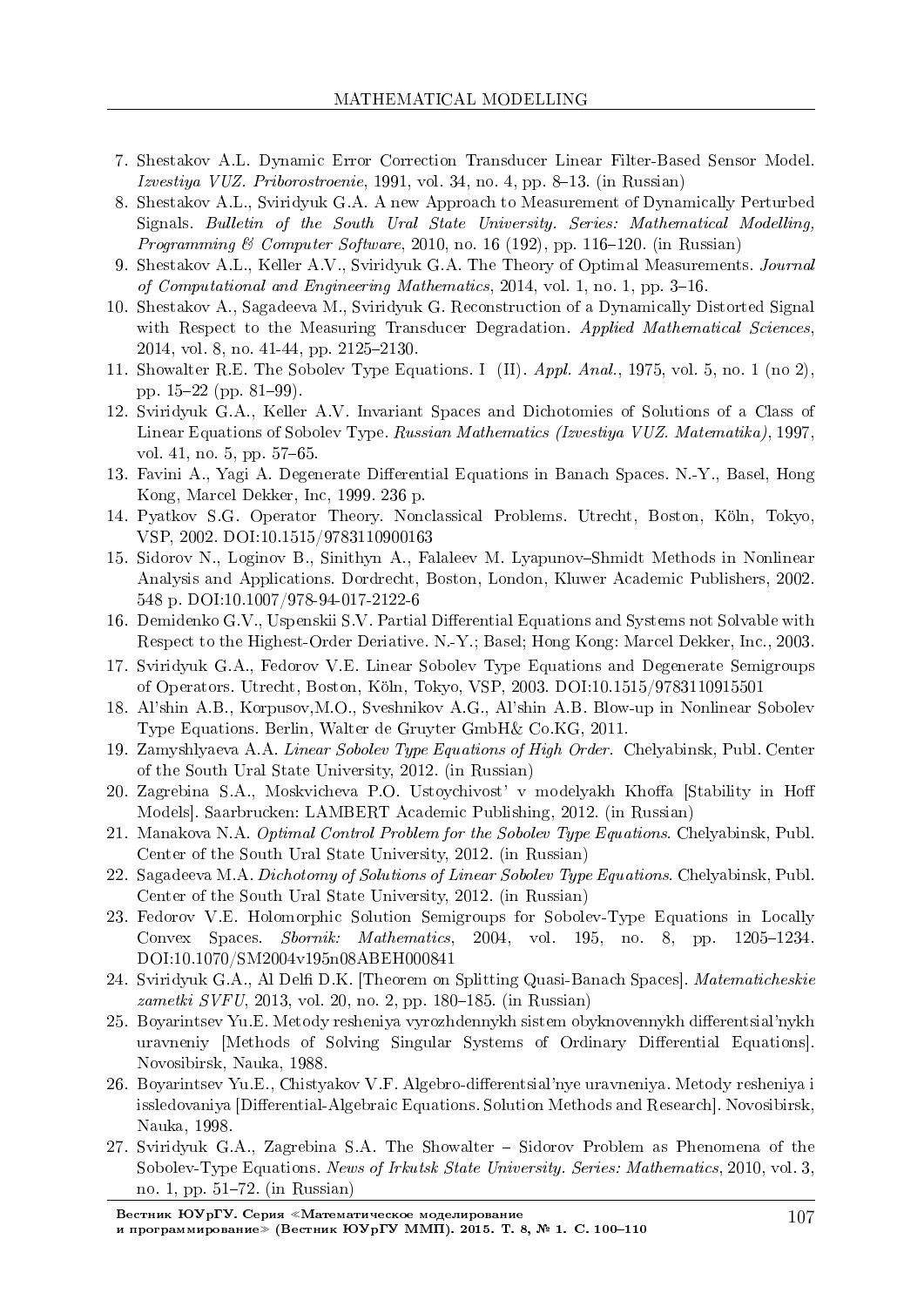7. Shestakov A.L. Dynamic Error Correction Transducer Linear Filter-Based Sensor Model. *Izvestiya VUZ. Priborostroenie*, 1991, vol. 34, no. 4, pp. 8–13. (in Russian)
8. Shestakov A.L., Sviridyuk G.A. A new Approach to Measurement of Dynamically Perturbed Signals. *Bulletin of the South Ural State University. Series: Mathematical Modelling, Programming & Computer Software*, 2010, no. 16 (192), pp. 116–120. (in Russian)
9. Shestakov A.L., Keller A.V., Sviridyuk G.A. The Theory of Optimal Measurements. *Journal of Computational and Engineering Mathematics*, 2014, vol. 1, no. 1, pp. 3–16.
10. Shestakov A., Sagadeeva M., Sviridyuk G. Reconstruction of a Dynamically Distorted Signal with Respect to the Measuring Transducer Degradation. *Applied Mathematical Sciences*, 2014, vol. 8, no. 41-44, pp. 2125–2130.
11. Showalter R.E. The Sobolev Type Equations. I (II). *Appl. Anal.*, 1975, vol. 5, no. 1 (no 2), pp. 15–22 (pp. 81–99).
12. Sviridyuk G.A., Keller A.V. Invariant Spaces and Dichotomies of Solutions of a Class of Linear Equations of Sobolev Type. *Russian Mathematics (Izvestiya VUZ. Matematika)*, 1997, vol. 41, no. 5, pp. 57–65.
13. Favini A., Yagi A. Degenerate Differential Equations in Banach Spaces. N.-Y., Basel, Hong Kong, Marcel Dekker, Inc, 1999. 236 p.
14. Pyatkov S.G. Operator Theory. Nonclassical Problems. Utrecht, Boston, Köln, Tokyo, VSP, 2002. DOI:10.1515/9783110900163
15. Sidorov N., Loginov B., Sinithyn A., Falaleev M. Lyapunov–Shmidt Methods in Nonlinear Analysis and Applications. Dordrecht, Boston, London, Kluwer Academic Publishers, 2002. 548 p. DOI:10.1007/978-94-017-2122-6
16. Demidenko G.V., Uspenskii S.V. Partial Differential Equations and Systems not Solvable with Respect to the Highest-Order Deriative. N.-Y.; Basel; Hong Kong: Marcel Dekker, Inc., 2003.
17. Sviridyuk G.A., Fedorov V.E. Linear Sobolev Type Equations and Degenerate Semigroups of Operators. Utrecht, Boston, Köln, Tokyo, VSP, 2003. DOI:10.1515/9783110915501
18. Al'shin A.B., Korpusov,M.O., Sveshnikov A.G., Al'shin A.B. Blow-up in Nonlinear Sobolev Type Equations. Berlin, Walter de Gruyter GmbH& Co.KG, 2011.
19. Zamyshlyaeva A.A. *Linear Sobolev Type Equations of High Order.* Chelyabinsk, Publ. Center of the South Ural State University, 2012. (in Russian)
20. Zagrebina S.A., Moskvicheva P.O. Ustoychivost' v modelyakh Khoffa [Stability in Hoff Models]. Saarbrucken: LAMBERT Academic Publishing, 2012. (in Russian)
21. Manakova N.A. *Optimal Control Problem for the Sobolev Type Equations*. Chelyabinsk, Publ. Center of the South Ural State University, 2012. (in Russian)
22. Sagadeeva M.A. *Dichotomy of Solutions of Linear Sobolev Type Equations*. Chelyabinsk, Publ. Center of the South Ural State University, 2012. (in Russian)
23. Fedorov V.E. Holomorphic Solution Semigroups for Sobolev-Type Equations in Locally Convex Spaces. *Sbornik: Mathematics*, 2004, vol. 195, no. 8, pp. 1205–1234. DOI:10.1070/SM2004v195n08ABEH000841
24. Sviridyuk G.A., Al Delfi D.K. [Theorem on Splitting Quasi-Banach Spaces]. *Matematicheskie zametki SVFU*, 2013, vol. 20, no. 2, pp. 180–185. (in Russian)
25. Boyarintsev Yu.E. Metody resheniya vyrozhdennykh sistem obyknovennykh differentsial'nykh uravneniy [Methods of Solving Singular Systems of Ordinary Differential Equations]. Novosibirsk, Nauka, 1988.
26. Boyarintsev Yu.E., Chistyakov V.F. Algebro-differentsial'nye uravneniya. Metody resheniya i issledovaniya [Differential-Algebraic Equations. Solution Methods and Research]. Novosibirsk, Nauka, 1998.
27. Sviridyuk G.A., Zagrebina S.A. The Showalter – Sidorov Problem as Phenomena of the Sobolev-Type Equations. *News of Irkutsk State University. Series: Mathematics*, 2010, vol. 3, no. 1, pp. 51–72. (in Russian)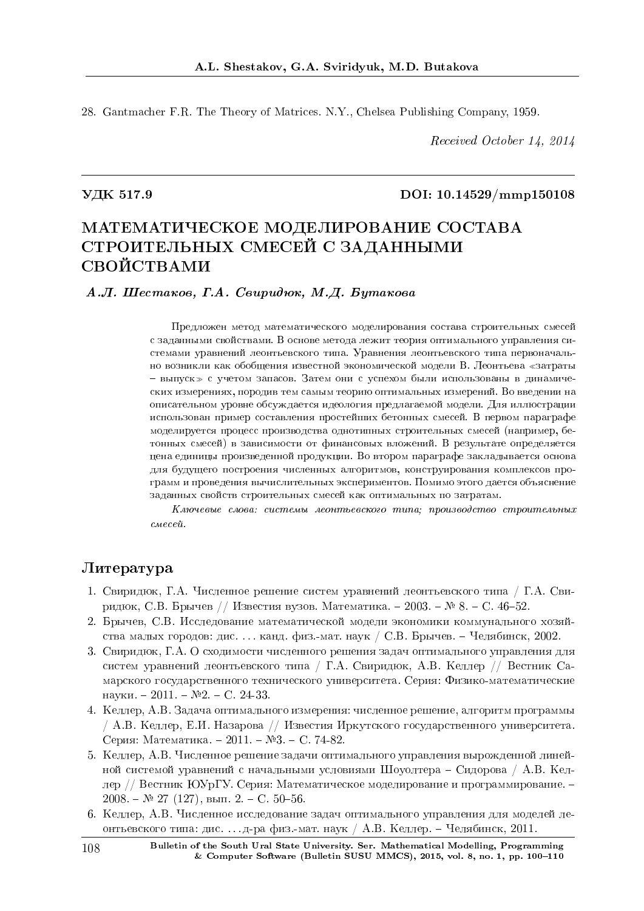28. Gantmacher F.R. The Theory of Matrices. N.Y., Chelsea Publishing Company, 1959.

*Received October 14, 2014*

**УДК 517.9** **DOI: 10.14529/mmp150108**

# МАТЕМАТИЧЕСКОЕ МОДЕЛИРОВАНИЕ СОСТАВА СТРОИТЕЛЬНЫХ СМЕСЕЙ С ЗАДАННЫМИ СВОЙСТВАМИ

***А.Л. Шестаков, Г.А. Свиридюк, М.Д. Бутакова***

Предложен метод математического моделирования состава строительных смесей с заданными свойствами. В основе метода лежит теория оптимального управления системами уравнений леонтьевского типа. Уравнения леонтьевского типа первоначально возникли как обобщения известной экономической модели В. Леонтьева «затраты – выпуск» с учетом запасов. Затем они с успехом были использованы в динамических измерениях, породив тем самым теорию оптимальных измерений. Во введении на описательном уровне обсуждается идеология предлагаемой модели. Для иллюстрации использован пример составления простейших бетонных смесей. В первом параграфе моделируется процесс производства однотипных строительных смесей (например, бетонных смесей) в зависимости от финансовых вложений. В результате определяется цена единицы произведенной продукции. Во втором параграфе закладывается основа для будущего построения численных алгоритмов, конструирования комплексов программ и проведения вычислительных экспериментов. Помимо этого дается объяснение заданных свойств строительных смесей как оптимальных по затратам.

*Ключевые слова: системы леонтьевского типа; производство строительных смесей.*

## Литература

1. Свиридюк, Г.А. Численное решение систем уравнений леонтьевского типа / Г.А. Свиридюк, С.В. Брычев // Известия вузов. Математика. – 2003. – № 8. – С. 46–52.
2. Брычев, С.В. Исследование математической модели экономики коммунального хозяйства малых городов: дис. ... канд. физ.-мат. наук / С.В. Брычев. – Челябинск, 2002.
3. Свиридюк, Г.А. О сходимости численного решения задач оптимального управления для систем уравнений леонтьевского типа / Г.А. Свиридюк, А.В. Келлер // Вестник Самарского государственного технического университета. Серия: Физико-математические науки. – 2011. – №2. – С. 24-33.
4. Келлер, А.В. Задача оптимального измерения: численное решение, алгоритм программы / А.В. Келлер, Е.И. Назарова // Известия Иркутского государственного университета. Серия: Математика. – 2011. – №3. – С. 74-82.
5. Келлер, А.В. Численное решение задачи оптимального управления вырожденной линейной системой уравнений с начальными условиями Шоуолтера – Сидорова / А.В. Келлер // Вестник ЮУрГУ. Серия: Математическое моделирование и программирование. – 2008. – № 27 (127), вып. 2. – С. 50–56.
6. Келлер, А.В. Численное исследование задач оптимального управления для моделей леонтьевского типа: дис. ...д-ра физ.-мат. наук / А.В. Келлер. – Челябинск, 2011.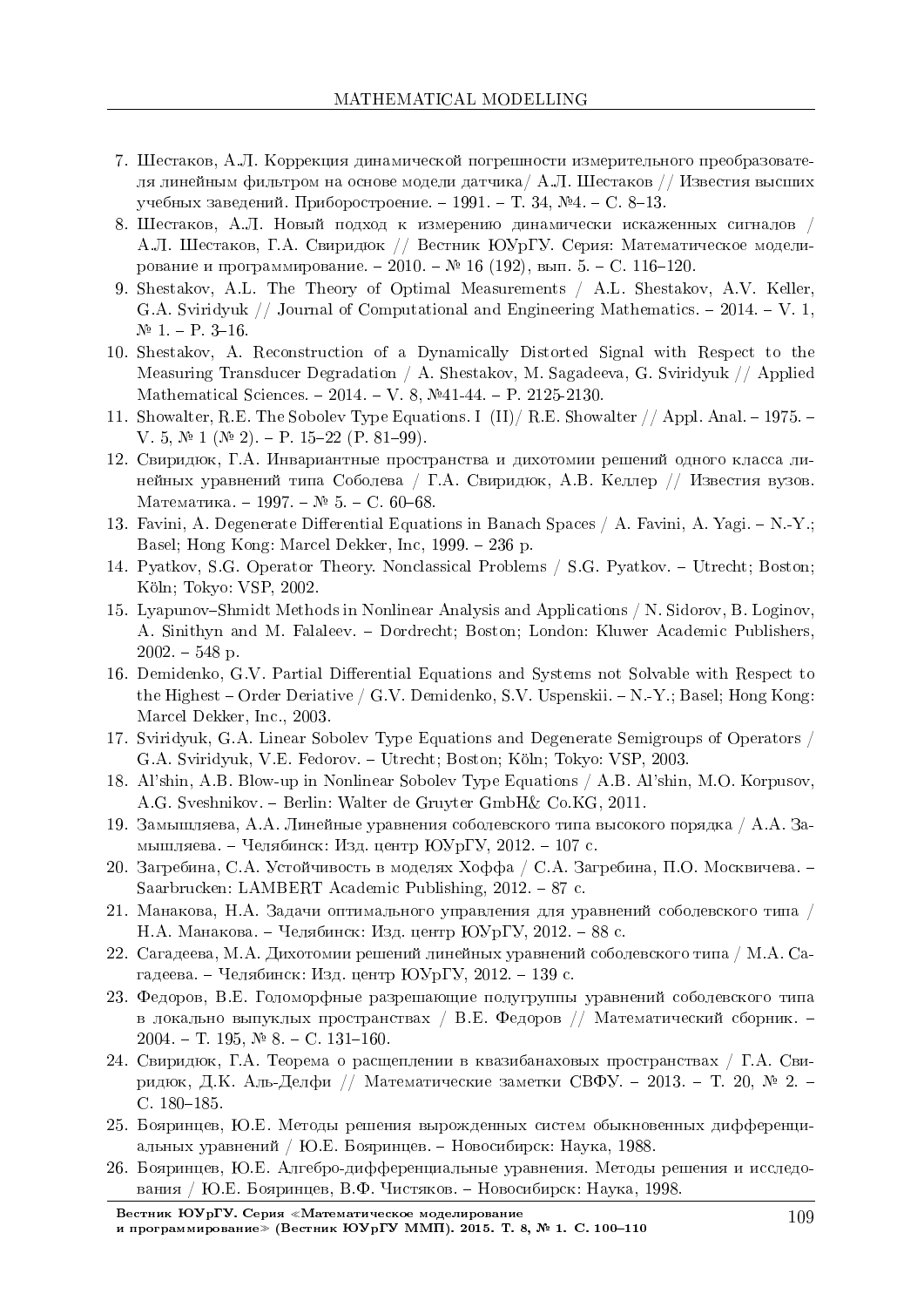7. Шестаков, А.Л. Коррекция динамической погрешности измерительного преобразователя линейным фильтром на основе модели датчика/ А.Л. Шестаков // Известия высших учебных заведений. Приборостроение. – 1991. – Т. 34, №4. – С. 8–13.
8. Шестаков, А.Л. Новый подход к измерению динамически искаженных сигналов / А.Л. Шестаков, Г.А. Свиридюк // Вестник ЮУрГУ. Серия: Математическое моделирование и программирование. – 2010. – № 16 (192), вып. 5. – С. 116–120.
9. Shestakov, A.L. The Theory of Optimal Measurements / A.L. Shestakov, A.V. Keller, G.A. Sviridyuk // Journal of Computational and Engineering Mathematics. – 2014. – V. 1, № 1. – P. 3–16.
10. Shestakov, A. Reconstruction of a Dynamically Distorted Signal with Respect to the Measuring Transducer Degradation / A. Shestakov, M. Sagadeeva, G. Sviridyuk // Applied Mathematical Sciences. – 2014. – V. 8, №41-44. – P. 2125-2130.
11. Showalter, R.E. The Sobolev Type Equations. I (II)/ R.E. Showalter // Appl. Anal. – 1975. – V. 5, № 1 (№ 2). – P. 15–22 (P. 81–99).
12. Свиридюк, Г.А. Инвариантные пространства и дихотомии решений одного класса линейных уравнений типа Соболева / Г.А. Свиридюк, А.В. Келлер // Известия вузов. Математика. – 1997. – № 5. – С. 60–68.
13. Favini, A. Degenerate Differential Equations in Banach Spaces / A. Favini, A. Yagi. – N.-Y.; Basel; Hong Kong: Marcel Dekker, Inc, 1999. – 236 p.
14. Pyatkov, S.G. Operator Theory. Nonclassical Problems / S.G. Pyatkov. – Utrecht; Boston; Köln; Tokyo: VSP, 2002.
15. Lyapunov–Shmidt Methods in Nonlinear Analysis and Applications / N. Sidorov, B. Loginov, A. Sinithyn and M. Falaleev. – Dordrecht; Boston; London: Kluwer Academic Publishers, 2002. – 548 p.
16. Demidenko, G.V. Partial Differential Equations and Systems not Solvable with Respect to the Highest – Order Deriative / G.V. Demidenko, S.V. Uspenskii. – N.-Y.; Basel; Hong Kong: Marcel Dekker, Inc., 2003.
17. Sviridyuk, G.A. Linear Sobolev Type Equations and Degenerate Semigroups of Operators / G.A. Sviridyuk, V.E. Fedorov. – Utrecht; Boston; Köln; Tokyo: VSP, 2003.
18. Al'shin, A.B. Blow-up in Nonlinear Sobolev Type Equations / A.B. Al'shin, M.O. Korpusov, A.G. Sveshnikov. – Berlin: Walter de Gruyter GmbH& Co.KG, 2011.
19. Замышляева, А.А. Линейные уравнения соболевского типа высокого порядка / А.А. Замышляева. – Челябинск: Изд. центр ЮУрГУ, 2012. – 107 с.
20. Загребина, С.А. Устойчивость в моделях Хоффа / С.А. Загребина, П.О. Москвичева. – Saarbrucken: LAMBERT Academic Publishing, 2012. – 87 с.
21. Манакова, Н.А. Задачи оптимального управления для уравнений соболевского типа / Н.А. Манакова. – Челябинск: Изд. центр ЮУрГУ, 2012. – 88 с.
22. Сагадеева, М.А. Дихотомии решений линейных уравнений соболевского типа / М.А. Сагадеева. – Челябинск: Изд. центр ЮУрГУ, 2012. – 139 с.
23. Федоров, В.Е. Голоморфные разрешающие полугруппы уравнений соболевского типа в локально выпуклых пространствах / В.Е. Федоров // Математический сборник. – 2004. – Т. 195, № 8. – С. 131–160.
24. Свиридюк, Г.А. Теорема о расщеплении в квазибанаховых пространствах / Г.А. Свиридюк, Д.К. Аль-Делфи // Математические заметки СВФУ. – 2013. – Т. 20, № 2. – С. 180–185.
25. Бояринцев, Ю.Е. Методы решения вырожденных систем обыкновенных дифференциальных уравнений / Ю.Е. Бояринцев. – Новосибирск: Наука, 1988.
26. Бояринцев, Ю.Е. Алгебро-дифференциальные уравнения. Методы решения и исследования / Ю.Е. Бояринцев, В.Ф. Чистяков. – Новосибирск: Наука, 1998.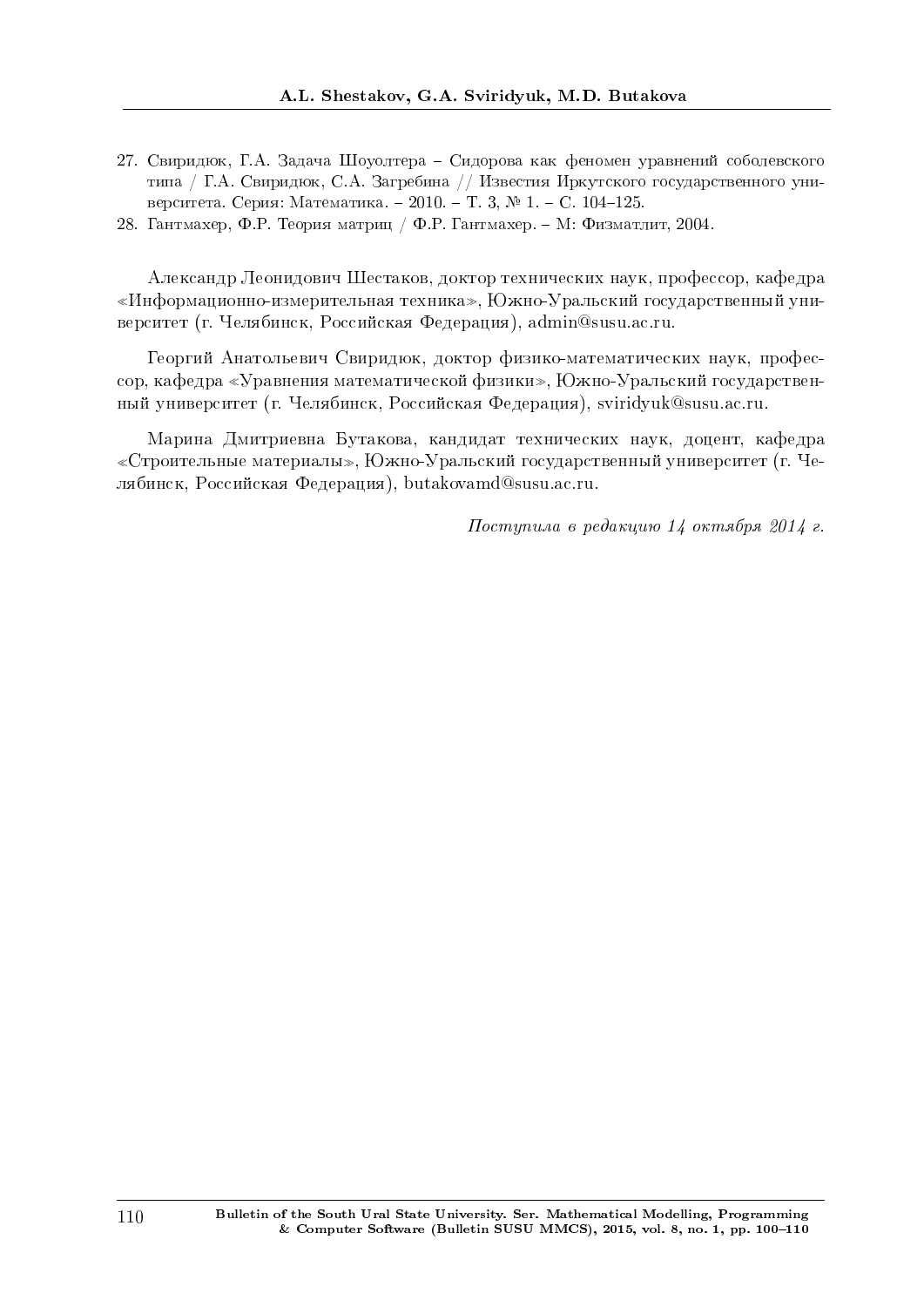27. Свиридюк, Г.А. Задача Шоуолтера – Сидорова как феномен уравнений соболевского типа / Г.А. Свиридюк, С.А. Загребина // Известия Иркутского государственного университета. Серия: Математика. – 2010. – Т. 3, № 1. – С. 104–125.
28. Гантмахер, Ф.Р. Теория матриц / Ф.Р. Гантмахер. – М: Физматлит, 2004.

Александр Леонидович Шестаков, доктор технических наук, профессор, кафедра «Информационно-измерительная техника», Южно-Уральский государственный университет (г. Челябинск, Российская Федерация), admin@susu.ac.ru.

Георгий Анатольевич Свиридюк, доктор физико-математических наук, профессор, кафедра «Уравнения математической физики», Южно-Уральский государственный университет (г. Челябинск, Российская Федерация), sviridyuk@susu.ac.ru.

Марина Дмитриевна Бутакова, кандидат технических наук, доцент, кафедра «Строительные материалы», Южно-Уральский государственный университет (г. Челябинск, Российская Федерация), butakovamd@susu.ac.ru.

*Поступила в редакцию 14 октября 2014 г.*